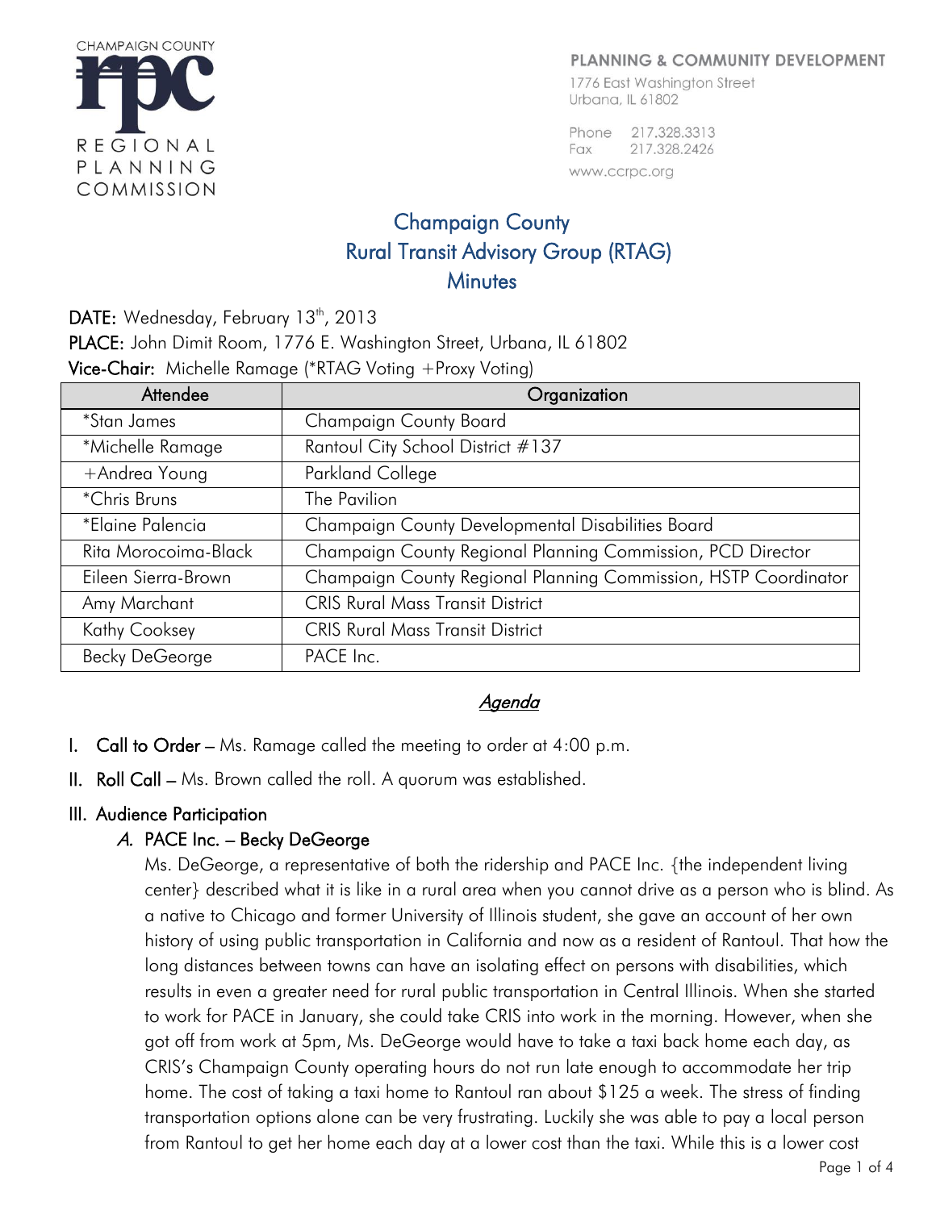CHAMPAIGN COUNTY REGIONAL PLANNING COMMISSION

PLANNING & COMMUNITY DEVELOPMENT
1776 East Washington Street
Urbana, IL 61802

Phone 217.328.3313
Fax 217.328.2426
www.ccrpc.org

# Champaign County Rural Transit Advisory Group (RTAG) Minutes

**DATE:** Wednesday, February 13th, 2013
**PLACE:** John Dimit Room, 1776 E. Washington Street, Urbana, IL 61802
**Vice-Chair:** Michelle Ramage (*RTAG Voting +Proxy Voting)

| Attendee | Organization |
|---|---|
| *Stan James | Champaign County Board |
| *Michelle Ramage | Rantoul City School District #137 |
| +Andrea Young | Parkland College |
| *Chris Bruns | The Pavilion |
| *Elaine Palencia | Champaign County Developmental Disabilities Board |
| Rita Morocoima-Black | Champaign County Regional Planning Commission, PCD Director |
| Eileen Sierra-Brown | Champaign County Regional Planning Commission, HSTP Coordinator |
| Amy Marchant | CRIS Rural Mass Transit District |
| Kathy Cooksey | CRIS Rural Mass Transit District |
| Becky DeGeorge | PACE Inc. |

## *Agenda*

I. **Call to Order** – Ms. Ramage called the meeting to order at 4:00 p.m.

II. **Roll Call** – Ms. Brown called the roll. A quorum was established.

III. **Audience Participation**

*A.* **PACE Inc. – Becky DeGeorge**

Ms. DeGeorge, a representative of both the ridership and PACE Inc. {the independent living center} described what it is like in a rural area when you cannot drive as a person who is blind. As a native to Chicago and former University of Illinois student, she gave an account of her own history of using public transportation in California and now as a resident of Rantoul. That how the long distances between towns can have an isolating effect on persons with disabilities, which results in even a greater need for rural public transportation in Central Illinois. When she started to work for PACE in January, she could take CRIS into work in the morning. However, when she got off from work at 5pm, Ms. DeGeorge would have to take a taxi back home each day, as CRIS's Champaign County operating hours do not run late enough to accommodate her trip home. The cost of taking a taxi home to Rantoul ran about $125 a week. The stress of finding transportation options alone can be very frustrating. Luckily she was able to pay a local person from Rantoul to get her home each day at a lower cost than the taxi. While this is a lower cost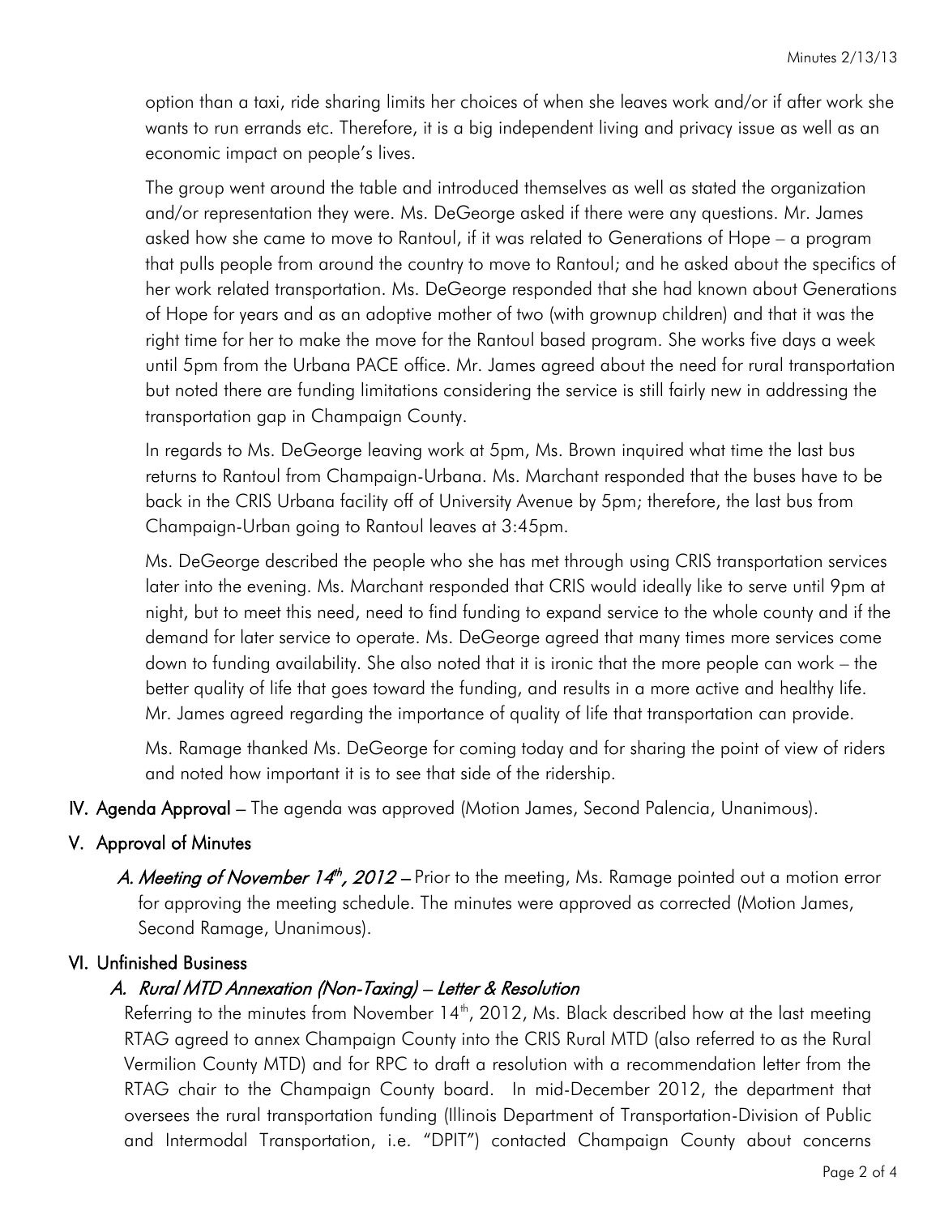option than a taxi, ride sharing limits her choices of when she leaves work and/or if after work she wants to run errands etc. Therefore, it is a big independent living and privacy issue as well as an economic impact on people's lives.

The group went around the table and introduced themselves as well as stated the organization and/or representation they were. Ms. DeGeorge asked if there were any questions. Mr. James asked how she came to move to Rantoul, if it was related to Generations of Hope – a program that pulls people from around the country to move to Rantoul; and he asked about the specifics of her work related transportation. Ms. DeGeorge responded that she had known about Generations of Hope for years and as an adoptive mother of two (with grownup children) and that it was the right time for her to make the move for the Rantoul based program. She works five days a week until 5pm from the Urbana PACE office. Mr. James agreed about the need for rural transportation but noted there are funding limitations considering the service is still fairly new in addressing the transportation gap in Champaign County.

In regards to Ms. DeGeorge leaving work at 5pm, Ms. Brown inquired what time the last bus returns to Rantoul from Champaign-Urbana. Ms. Marchant responded that the buses have to be back in the CRIS Urbana facility off of University Avenue by 5pm; therefore, the last bus from Champaign-Urban going to Rantoul leaves at 3:45pm.

Ms. DeGeorge described the people who she has met through using CRIS transportation services later into the evening. Ms. Marchant responded that CRIS would ideally like to serve until 9pm at night, but to meet this need, need to find funding to expand service to the whole county and if the demand for later service to operate. Ms. DeGeorge agreed that many times more services come down to funding availability. She also noted that it is ironic that the more people can work – the better quality of life that goes toward the funding, and results in a more active and healthy life. Mr. James agreed regarding the importance of quality of life that transportation can provide.

Ms. Ramage thanked Ms. DeGeorge for coming today and for sharing the point of view of riders and noted how important it is to see that side of the ridership.

**IV. Agenda Approval** – The agenda was approved (Motion James, Second Palencia, Unanimous).

**V. Approval of Minutes**

*A. Meeting of November 14th, 2012* – Prior to the meeting, Ms. Ramage pointed out a motion error for approving the meeting schedule. The minutes were approved as corrected (Motion James, Second Ramage, Unanimous).

**VI. Unfinished Business**

*A. Rural MTD Annexation (Non-Taxing) – Letter & Resolution*

Referring to the minutes from November 14th, 2012, Ms. Black described how at the last meeting RTAG agreed to annex Champaign County into the CRIS Rural MTD (also referred to as the Rural Vermilion County MTD) and for RPC to draft a resolution with a recommendation letter from the RTAG chair to the Champaign County board. In mid-December 2012, the department that oversees the rural transportation funding (Illinois Department of Transportation-Division of Public and Intermodal Transportation, i.e. "DPIT") contacted Champaign County about concerns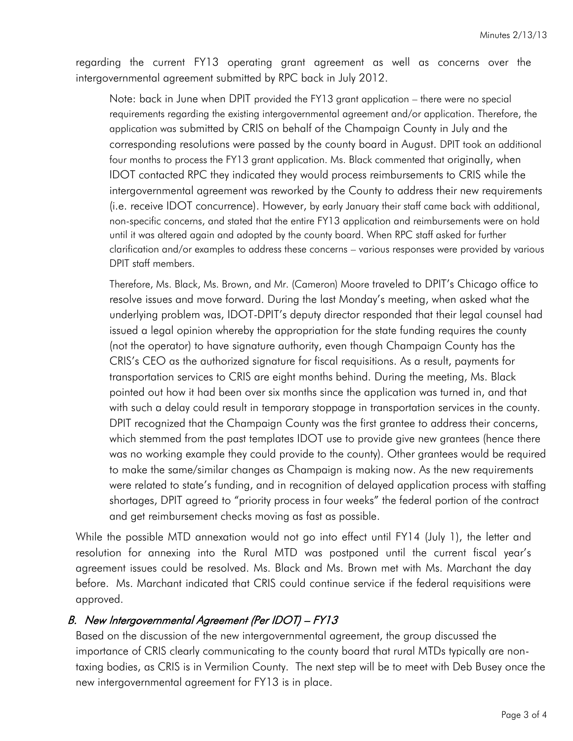regarding the current FY13 operating grant agreement as well as concerns over the intergovernmental agreement submitted by RPC back in July 2012.

> Note: back in June when DPIT provided the FY13 grant application – there were no special requirements regarding the existing intergovernmental agreement and/or application. Therefore, the application was submitted by CRIS on behalf of the Champaign County in July and the corresponding resolutions were passed by the county board in August. DPIT took an additional four months to process the FY13 grant application. Ms. Black commented that originally, when IDOT contacted RPC they indicated they would process reimbursements to CRIS while the intergovernmental agreement was reworked by the County to address their new requirements (i.e. receive IDOT concurrence). However, by early January their staff came back with additional, non-specific concerns, and stated that the entire FY13 application and reimbursements were on hold until it was altered again and adopted by the county board. When RPC staff asked for further clarification and/or examples to address these concerns – various responses were provided by various DPIT staff members.
>
> Therefore, Ms. Black, Ms. Brown, and Mr. (Cameron) Moore traveled to DPIT's Chicago office to resolve issues and move forward. During the last Monday's meeting, when asked what the underlying problem was, IDOT-DPIT's deputy director responded that their legal counsel had issued a legal opinion whereby the appropriation for the state funding requires the county (not the operator) to have signature authority, even though Champaign County has the CRIS's CEO as the authorized signature for fiscal requisitions. As a result, payments for transportation services to CRIS are eight months behind. During the meeting, Ms. Black pointed out how it had been over six months since the application was turned in, and that with such a delay could result in temporary stoppage in transportation services in the county. DPIT recognized that the Champaign County was the first grantee to address their concerns, which stemmed from the past templates IDOT use to provide give new grantees (hence there was no working example they could provide to the county). Other grantees would be required to make the same/similar changes as Champaign is making now. As the new requirements were related to state's funding, and in recognition of delayed application process with staffing shortages, DPIT agreed to "priority process in four weeks" the federal portion of the contract and get reimbursement checks moving as fast as possible.

While the possible MTD annexation would not go into effect until FY14 (July 1), the letter and resolution for annexing into the Rural MTD was postponed until the current fiscal year's agreement issues could be resolved. Ms. Black and Ms. Brown met with Ms. Marchant the day before. Ms. Marchant indicated that CRIS could continue service if the federal requisitions were approved.

### *B. New Intergovernmental Agreement (Per IDOT) – FY13*

Based on the discussion of the new intergovernmental agreement, the group discussed the importance of CRIS clearly communicating to the county board that rural MTDs typically are non-taxing bodies, as CRIS is in Vermilion County. The next step will be to meet with Deb Busey once the new intergovernmental agreement for FY13 is in place.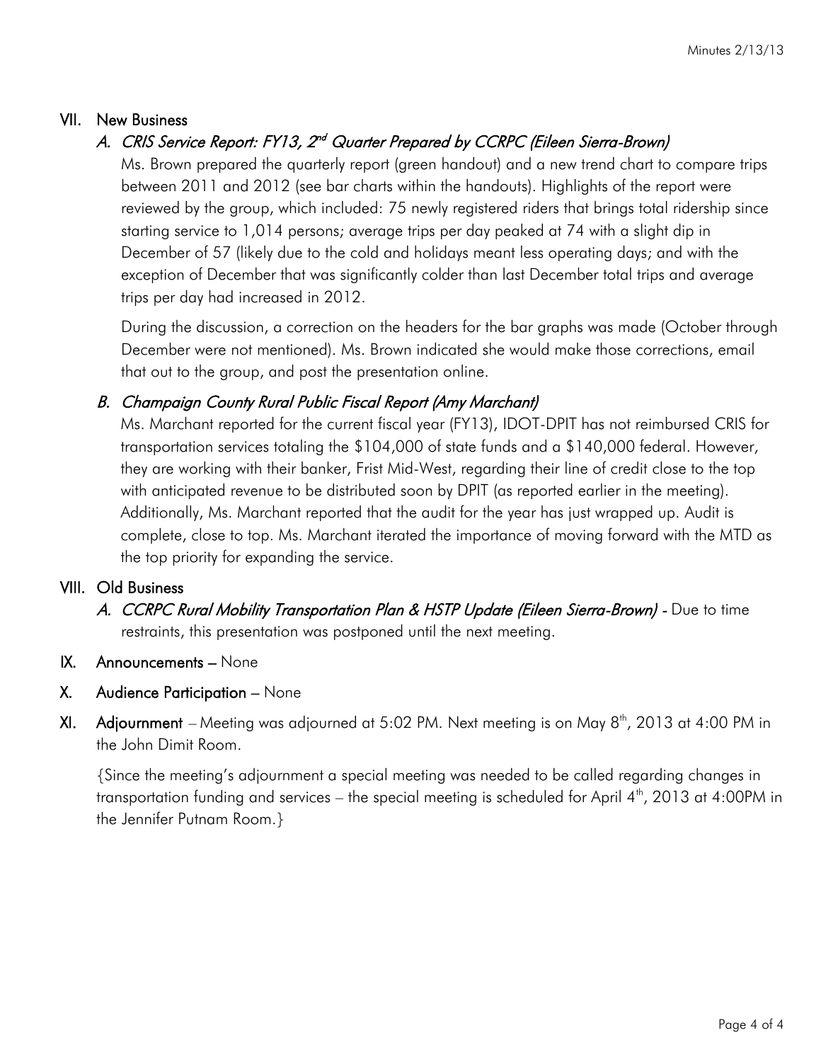## VII. New Business

### *A. CRIS Service Report: FY13, 2nd Quarter Prepared by CCRPC (Eileen Sierra-Brown)*

Ms. Brown prepared the quarterly report (green handout) and a new trend chart to compare trips between 2011 and 2012 (see bar charts within the handouts). Highlights of the report were reviewed by the group, which included: 75 newly registered riders that brings total ridership since starting service to 1,014 persons; average trips per day peaked at 74 with a slight dip in December of 57 (likely due to the cold and holidays meant less operating days; and with the exception of December that was significantly colder than last December total trips and average trips per day had increased in 2012.

During the discussion, a correction on the headers for the bar graphs was made (October through December were not mentioned). Ms. Brown indicated she would make those corrections, email that out to the group, and post the presentation online.

### *B. Champaign County Rural Public Fiscal Report (Amy Marchant)*

Ms. Marchant reported for the current fiscal year (FY13), IDOT-DPIT has not reimbursed CRIS for transportation services totaling the $104,000 of state funds and a $140,000 federal. However, they are working with their banker, Frist Mid-West, regarding their line of credit close to the top with anticipated revenue to be distributed soon by DPIT (as reported earlier in the meeting). Additionally, Ms. Marchant reported that the audit for the year has just wrapped up. Audit is complete, close to top. Ms. Marchant iterated the importance of moving forward with the MTD as the top priority for expanding the service.

## VIII. Old Business

*A. CCRPC Rural Mobility Transportation Plan & HSTP Update (Eileen Sierra-Brown)* - Due to time restraints, this presentation was postponed until the next meeting.

## IX. Announcements – None

## X. Audience Participation – None

## XI. Adjournment – Meeting was adjourned at 5:02 PM. Next meeting is on May 8th, 2013 at 4:00 PM in the John Dimit Room.

{Since the meeting's adjournment a special meeting was needed to be called regarding changes in transportation funding and services – the special meeting is scheduled for April 4th, 2013 at 4:00PM in the Jennifer Putnam Room.}